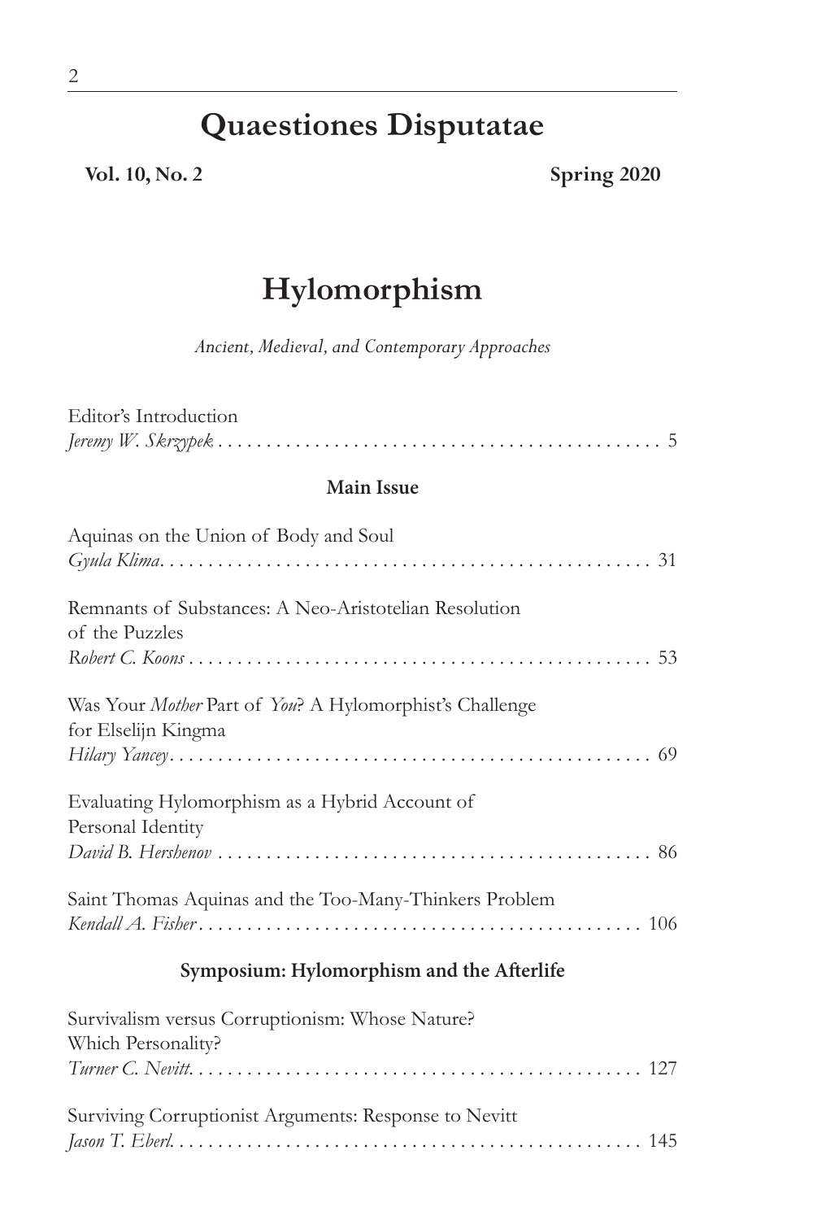# Quaestiones Disputatae

**Vol. 10, No. 2** **Spring 2020**

## Hylomorphism

*Ancient, Medieval, and Contemporary Approaches*

Editor's Introduction
*Jeremy W. Skrzypek* . . . . . . . . . . 5

### Main Issue

Aquinas on the Union of Body and Soul
*Gyula Klima* . . . . . . . . . . 31

Remnants of Substances: A Neo-Aristotelian Resolution of the Puzzles
*Robert C. Koons* . . . . . . . . . . 53

Was Your *Mother* Part of *You*? A Hylomorphist's Challenge for Elselijn Kingma
*Hilary Yancey* . . . . . . . . . . 69

Evaluating Hylomorphism as a Hybrid Account of Personal Identity
*David B. Hershenov* . . . . . . . . . . 86

Saint Thomas Aquinas and the Too-Many-Thinkers Problem
*Kendall A. Fisher* . . . . . . . . . . 106

### Symposium: Hylomorphism and the Afterlife

Survivalism versus Corruptionism: Whose Nature? Which Personality?
*Turner C. Nevitt* . . . . . . . . . . 127

Surviving Corruptionist Arguments: Response to Nevitt
*Jason T. Eberl* . . . . . . . . . . 145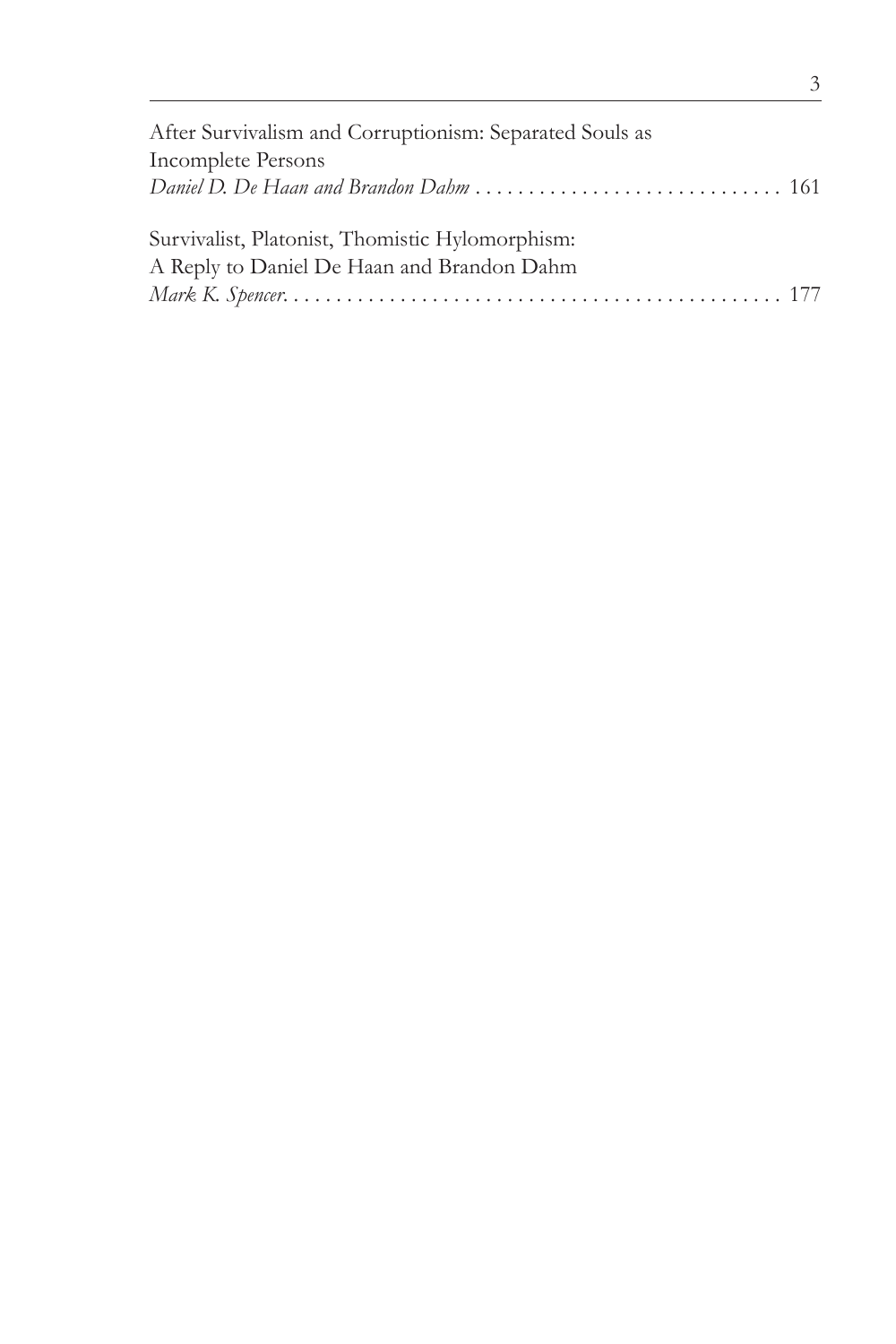After Survivalism and Corruptionism: Separated Souls as Incomplete Persons
*Daniel D. De Haan and Brandon Dahm* . . . . . . . . . . . . . . . . . . . . . . . . . . . . . 161

Survivalist, Platonist, Thomistic Hylomorphism:
A Reply to Daniel De Haan and Brandon Dahm
*Mark K. Spencer*. . . . . . . . . . . . . . . . . . . . . . . . . . . . . . . . . . . . . . . . . . . . . . 177